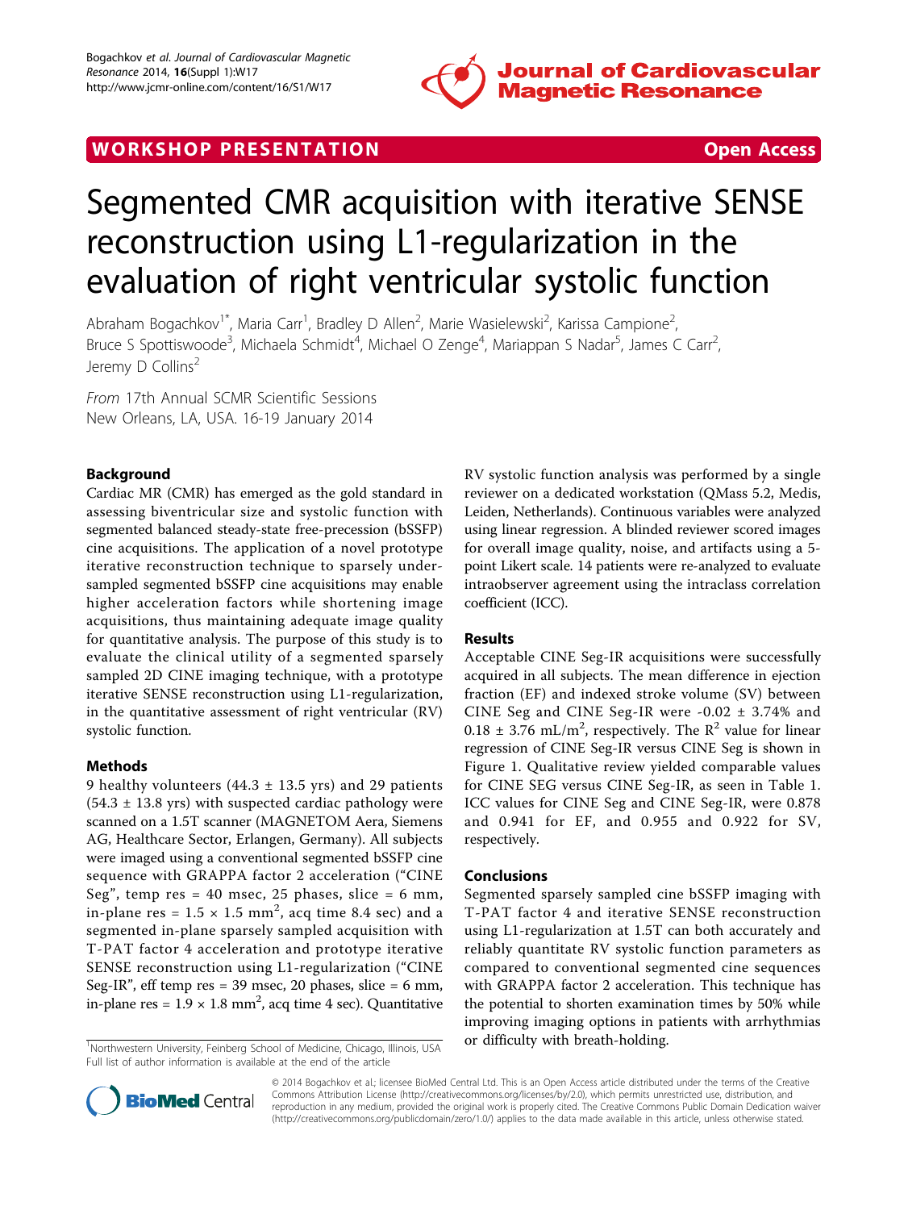WORKSHOP PRESENTATION

Open Access

# Segmented CMR acquisition with iterative SENSE reconstruction using L1-regularization in the evaluation of right ventricular systolic function

Abraham Bogachkov[1*], Maria Carr[1], Bradley D Allen[2], Marie Wasielewski[2], Karissa Campione[2], Bruce S Spottiswoode[3], Michaela Schmidt[4], Michael O Zenge[4], Mariappan S Nadar[5], James C Carr[2], Jeremy D Collins[2]

*From* 17th Annual SCMR Scientific Sessions
New Orleans, LA, USA. 16-19 January 2014

## Background

Cardiac MR (CMR) has emerged as the gold standard in assessing biventricular size and systolic function with segmented balanced steady-state free-precession (bSSFP) cine acquisitions. The application of a novel prototype iterative reconstruction technique to sparsely undersampled segmented bSSFP cine acquisitions may enable higher acceleration factors while shortening image acquisitions, thus maintaining adequate image quality for quantitative analysis. The purpose of this study is to evaluate the clinical utility of a segmented sparsely sampled 2D CINE imaging technique, with a prototype iterative SENSE reconstruction using L1-regularization, in the quantitative assessment of right ventricular (RV) systolic function.

## Methods

9 healthy volunteers (44.3 ± 13.5 yrs) and 29 patients (54.3 ± 13.8 yrs) with suspected cardiac pathology were scanned on a 1.5T scanner (MAGNETOM Aera, Siemens AG, Healthcare Sector, Erlangen, Germany). All subjects were imaged using a conventional segmented bSSFP cine sequence with GRAPPA factor 2 acceleration ("CINE Seg", temp res = 40 msec, 25 phases, slice = 6 mm, in-plane res = 1.5 × 1.5 mm$^2$, acq time 8.4 sec) and a segmented in-plane sparsely sampled acquisition with T-PAT factor 4 acceleration and prototype iterative SENSE reconstruction using L1-regularization ("CINE Seg-IR", eff temp res = 39 msec, 20 phases, slice = 6 mm, in-plane res = 1.9 × 1.8 mm$^2$, acq time 4 sec). Quantitative RV systolic function analysis was performed by a single reviewer on a dedicated workstation (QMass 5.2, Medis, Leiden, Netherlands). Continuous variables were analyzed using linear regression. A blinded reviewer scored images for overall image quality, noise, and artifacts using a 5-point Likert scale. 14 patients were re-analyzed to evaluate intraobserver agreement using the intraclass correlation coefficient (ICC).

## Results

Acceptable CINE Seg-IR acquisitions were successfully acquired in all subjects. The mean difference in ejection fraction (EF) and indexed stroke volume (SV) between CINE Seg and CINE Seg-IR were -0.02 ± 3.74% and 0.18 ± 3.76 mL/m$^2$, respectively. The $R^2$ value for linear regression of CINE Seg-IR versus CINE Seg is shown in Figure 1. Qualitative review yielded comparable values for CINE SEG versus CINE Seg-IR, as seen in Table 1. ICC values for CINE Seg and CINE Seg-IR, were 0.878 and 0.941 for EF, and 0.955 and 0.922 for SV, respectively.

## Conclusions

Segmented sparsely sampled cine bSSFP imaging with T-PAT factor 4 and iterative SENSE reconstruction using L1-regularization at 1.5T can both accurately and reliably quantitate RV systolic function parameters as compared to conventional segmented cine sequences with GRAPPA factor 2 acceleration. This technique has the potential to shorten examination times by 50% while improving imaging options in patients with arrhythmias or difficulty with breath-holding.

[1]Northwestern University, Feinberg School of Medicine, Chicago, Illinois, USA
Full list of author information is available at the end of the article

© 2014 Bogachkov et al.; licensee BioMed Central Ltd. This is an Open Access article distributed under the terms of the Creative Commons Attribution License (http://creativecommons.org/licenses/by/2.0), which permits unrestricted use, distribution, and reproduction in any medium, provided the original work is properly cited. The Creative Commons Public Domain Dedication waiver (http://creativecommons.org/publicdomain/zero/1.0/) applies to the data made available in this article, unless otherwise stated.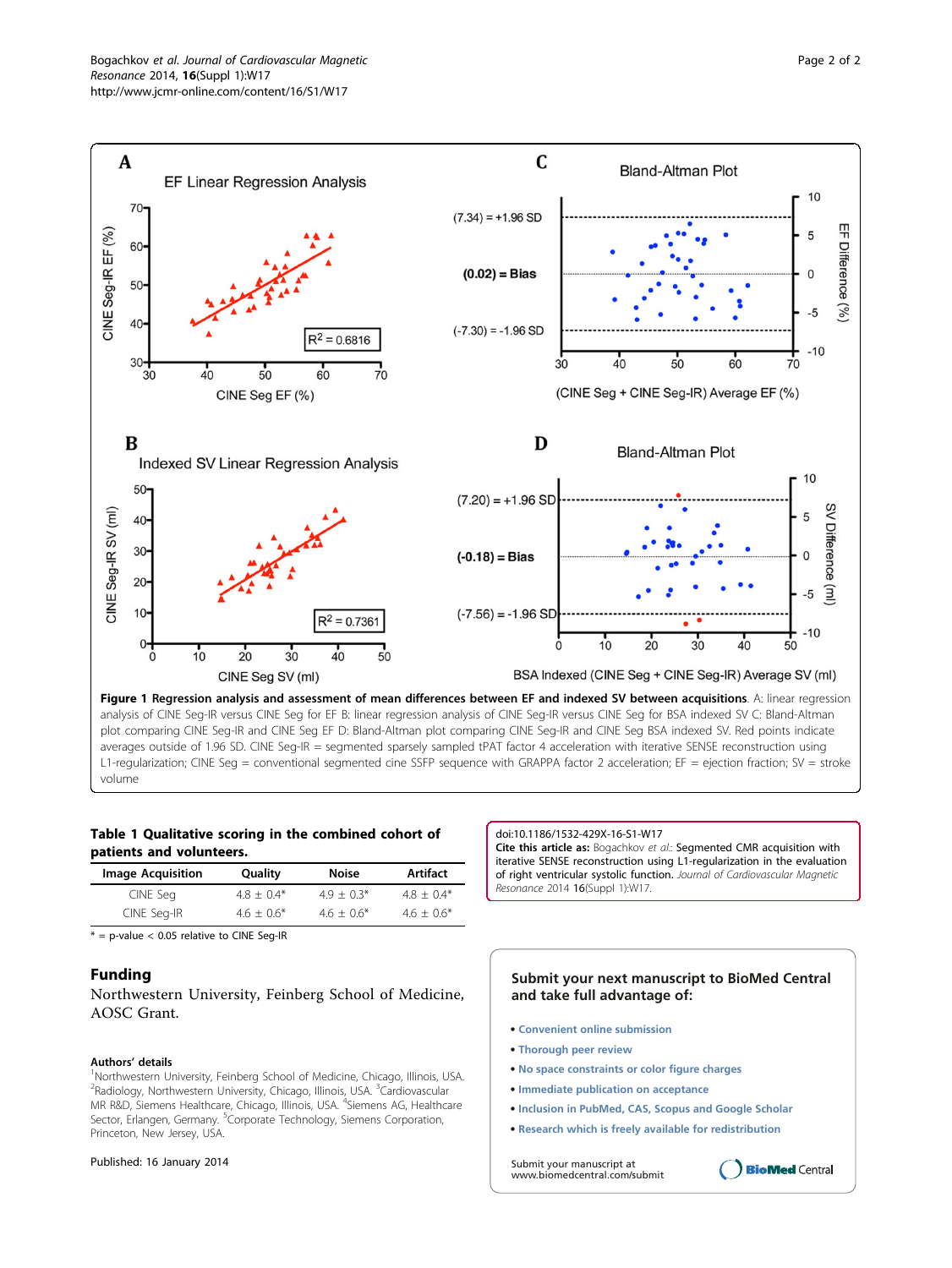A

EF Linear Regression Analysis

CINE Seg-IR EF (%)

70
60
50
40
30

30 40 50 60 70

CINE Seg EF (%)

$R^2$ = 0.6816

C

Bland-Altman Plot

(7.34) = +1.96 SD

(0.02) = Bias

(-7.30) = -1.96 SD

10
5
0
-5
-10

EF Difference (%)

30 40 50 60 70

(CINE Seg + CINE Seg-IR) Average EF (%)

B

Indexed SV Linear Regression Analysis

CINE Seg-IR SV (ml)

50
40
30
20
10
0

0 10 20 30 40 50

CINE Seg SV (ml)

$R^2$ = 0.7361

D

Bland-Altman Plot

(7.20) = +1.96 SD

(-0.18) = Bias

(-7.56) = -1.96 SD

10
5
0
-5
-10

SV Difference (ml)

0 10 20 30 40 50

BSA Indexed (CINE Seg + CINE Seg-IR) Average SV (ml)

**Figure 1 Regression analysis and assessment of mean differences between EF and indexed SV between acquisitions**. A: linear regression analysis of CINE Seg-IR versus CINE Seg for EF B: linear regression analysis of CINE Seg-IR versus CINE Seg for BSA indexed SV C: Bland-Altman plot comparing CINE Seg-IR and CINE Seg EF D: Bland-Altman plot comparing CINE Seg-IR and CINE Seg BSA indexed SV. Red points indicate averages outside of 1.96 SD. CINE Seg-IR = segmented sparsely sampled tPAT factor 4 acceleration with iterative SENSE reconstruction using L1-regularization; CINE Seg = conventional segmented cine SSFP sequence with GRAPPA factor 2 acceleration; EF = ejection fraction; SV = stroke volume

**Table 1 Qualitative scoring in the combined cohort of patients and volunteers.**

| Image Acquisition | Quality | Noise | Artifact |
|---|---|---|---|
| CINE Seg | 4.8 ± 0.4* | 4.9 ± 0.3* | 4.8 ± 0.4* |
| CINE Seg-IR | 4.6 ± 0.6* | 4.6 ± 0.6* | 4.6 ± 0.6* |

* = p-value < 0.05 relative to CINE Seg-IR

## Funding

Northwestern University, Feinberg School of Medicine, AOSC Grant.

### Authors' details

[1]Northwestern University, Feinberg School of Medicine, Chicago, Illinois, USA. [2]Radiology, Northwestern University, Chicago, Illinois, USA. [3]Cardiovascular MR R&D, Siemens Healthcare, Chicago, Illinois, USA. [4]Siemens AG, Healthcare Sector, Erlangen, Germany. [5]Corporate Technology, Siemens Corporation, Princeton, New Jersey, USA.

Published: 16 January 2014

doi:10.1186/1532-429X-16-S1-W17

**Cite this article as:** Bogachkov *et al.*: Segmented CMR acquisition with iterative SENSE reconstruction using L1-regularization in the evaluation of right ventricular systolic function. *Journal of Cardiovascular Magnetic Resonance* 2014 **16**(Suppl 1):W17.

**Submit your next manuscript to BioMed Central and take full advantage of:**

- Convenient online submission
- Thorough peer review
- No space constraints or color figure charges
- Immediate publication on acceptance
- Inclusion in PubMed, CAS, Scopus and Google Scholar
- Research which is freely available for redistribution

Submit your manuscript at www.biomedcentral.com/submit

BioMed Central